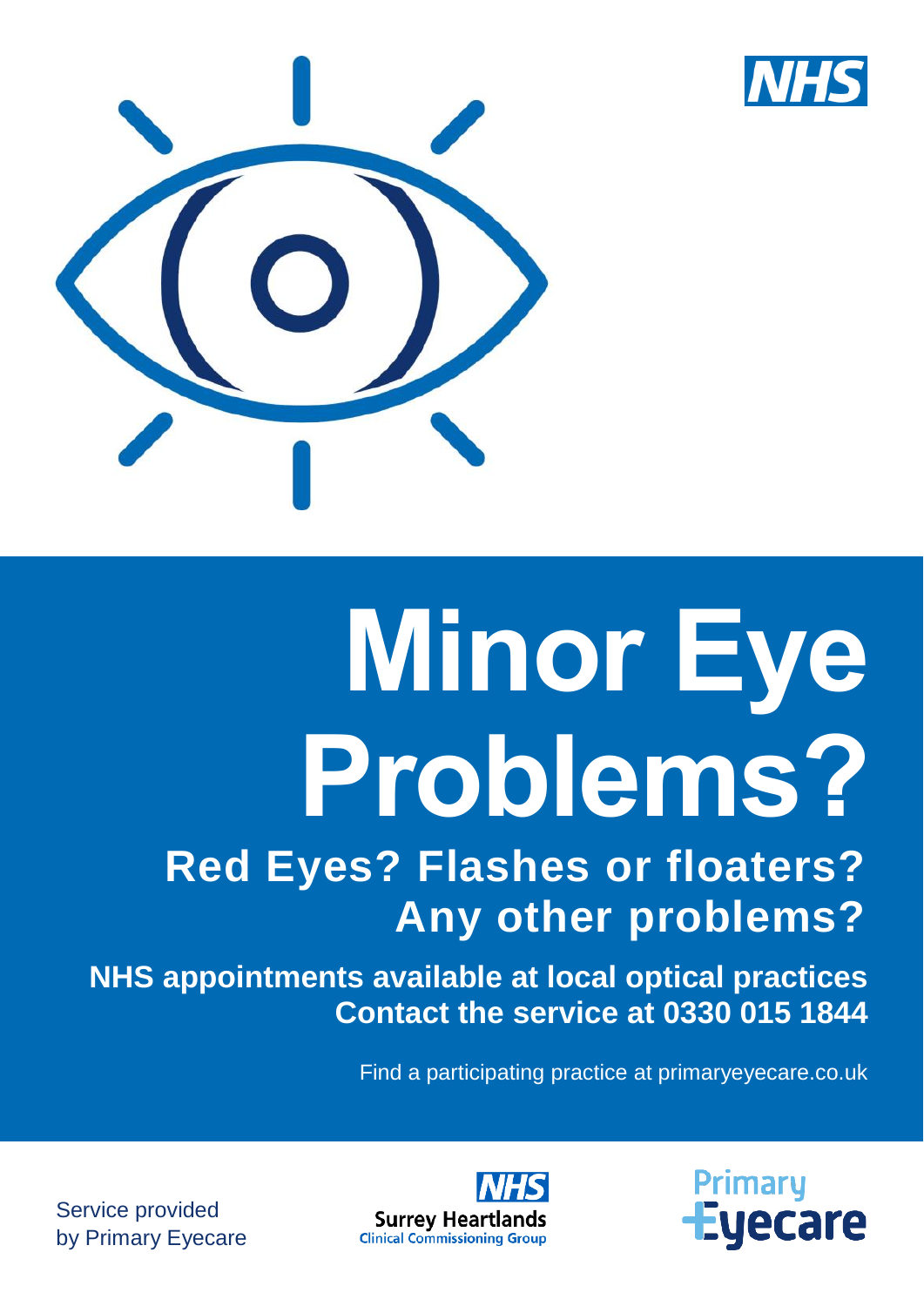# Minor Eye Problems?

## Red Eyes? Flashes or floaters? Any other problems?

**NHS appointments available at local optical practices**
**Contact the service at 0330 015 1844**

Find a participating practice at primaryeyecare.co.uk

Service provided by Primary Eyecare

NHS Surrey Heartlands Clinical Commissioning Group

Primary Eyecare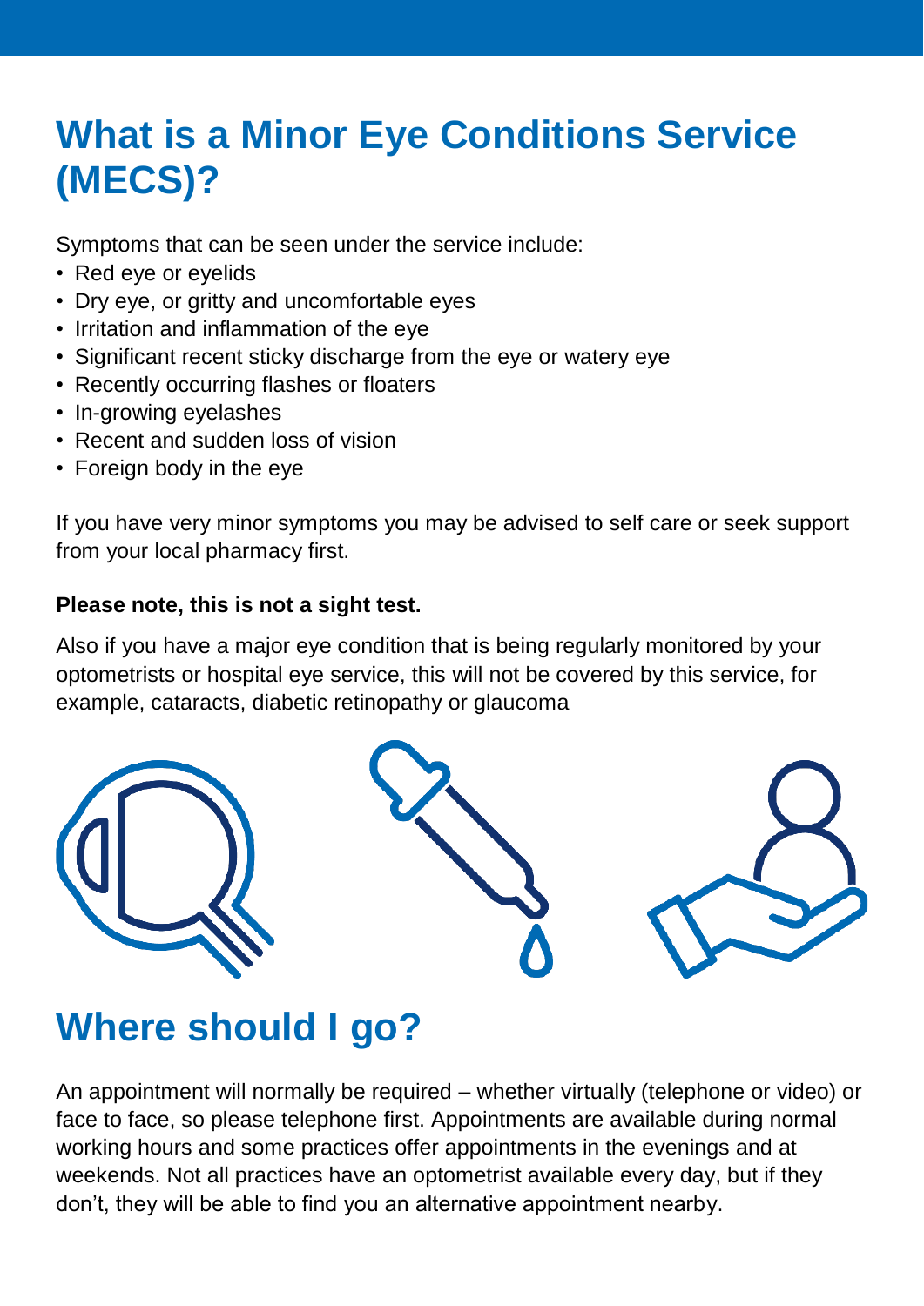# What is a Minor Eye Conditions Service (MECS)?

Symptoms that can be seen under the service include:

- Red eye or eyelids
- Dry eye, or gritty and uncomfortable eyes
- Irritation and inflammation of the eye
- Significant recent sticky discharge from the eye or watery eye
- Recently occurring flashes or floaters
- In-growing eyelashes
- Recent and sudden loss of vision
- Foreign body in the eye

If you have very minor symptoms you may be advised to self care or seek support from your local pharmacy first.

**Please note, this is not a sight test.**

Also if you have a major eye condition that is being regularly monitored by your optometrists or hospital eye service, this will not be covered by this service, for example, cataracts, diabetic retinopathy or glaucoma

# Where should I go?

An appointment will normally be required – whether virtually (telephone or video) or face to face, so please telephone first. Appointments are available during normal working hours and some practices offer appointments in the evenings and at weekends. Not all practices have an optometrist available every day, but if they don't, they will be able to find you an alternative appointment nearby.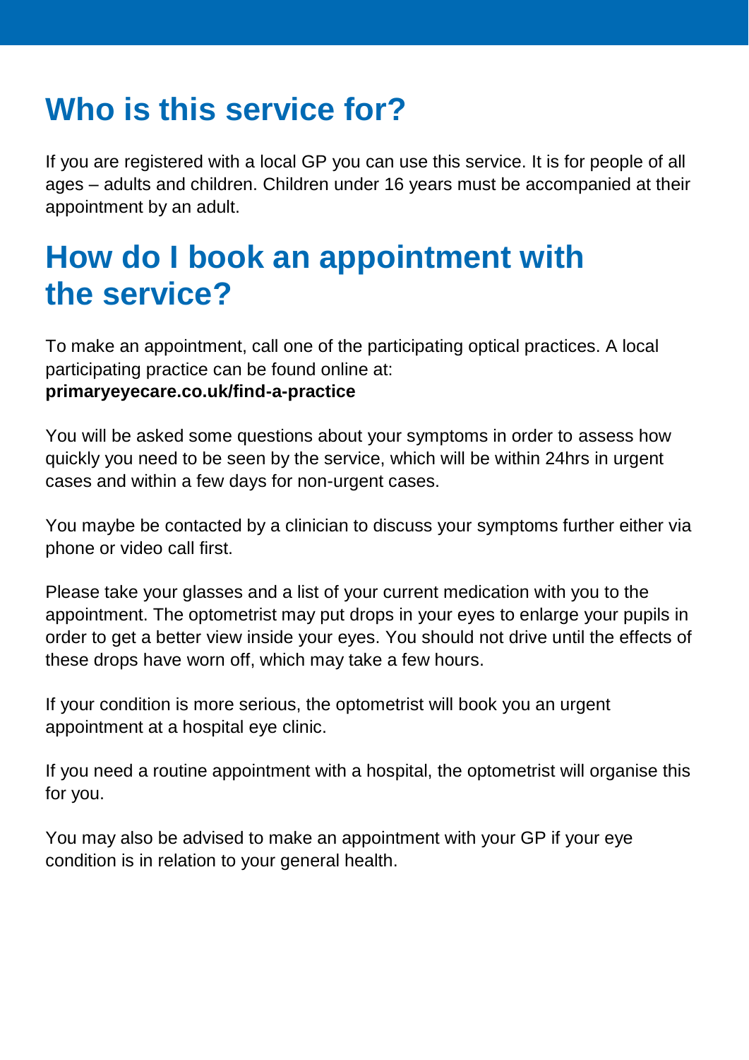## Who is this service for?

If you are registered with a local GP you can use this service. It is for people of all ages – adults and children. Children under 16 years must be accompanied at their appointment by an adult.

## How do I book an appointment with the service?

To make an appointment, call one of the participating optical practices. A local participating practice can be found online at:
**primaryeyecare.co.uk/find-a-practice**

You will be asked some questions about your symptoms in order to assess how quickly you need to be seen by the service, which will be within 24hrs in urgent cases and within a few days for non-urgent cases.

You maybe be contacted by a clinician to discuss your symptoms further either via phone or video call first.

Please take your glasses and a list of your current medication with you to the appointment. The optometrist may put drops in your eyes to enlarge your pupils in order to get a better view inside your eyes. You should not drive until the effects of these drops have worn off, which may take a few hours.

If your condition is more serious, the optometrist will book you an urgent appointment at a hospital eye clinic.

If you need a routine appointment with a hospital, the optometrist will organise this for you.

You may also be advised to make an appointment with your GP if your eye condition is in relation to your general health.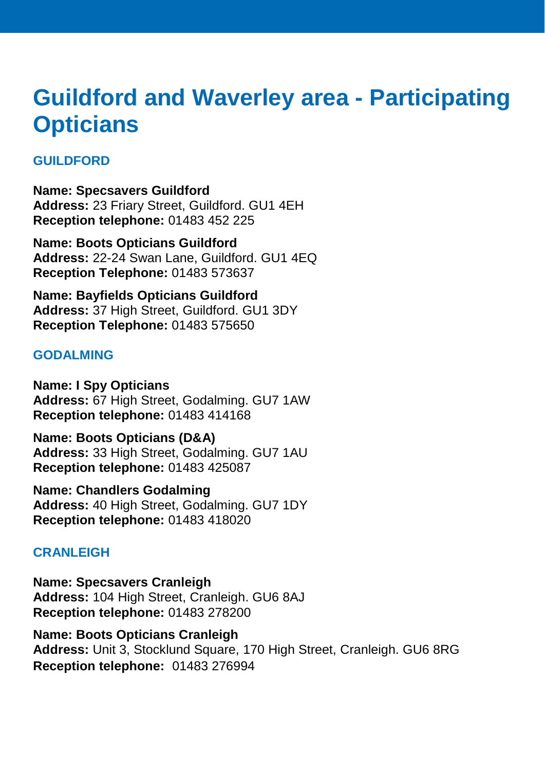# Guildford and Waverley area - Participating Opticians

## GUILDFORD

**Name: Specsavers Guildford**
**Address:** 23 Friary Street, Guildford. GU1 4EH
**Reception telephone:** 01483 452 225

**Name: Boots Opticians Guildford**
**Address:** 22-24 Swan Lane, Guildford. GU1 4EQ
**Reception Telephone:** 01483 573637

**Name: Bayfields Opticians Guildford**
**Address:** 37 High Street, Guildford. GU1 3DY
**Reception Telephone:** 01483 575650

## GODALMING

**Name: I Spy Opticians**
**Address:** 67 High Street, Godalming. GU7 1AW
**Reception telephone:** 01483 414168

**Name: Boots Opticians (D&A)**
**Address:** 33 High Street, Godalming. GU7 1AU
**Reception telephone:** 01483 425087

**Name: Chandlers Godalming**
**Address:** 40 High Street, Godalming. GU7 1DY
**Reception telephone:** 01483 418020

## CRANLEIGH

**Name: Specsavers Cranleigh**
**Address:** 104 High Street, Cranleigh. GU6 8AJ
**Reception telephone:** 01483 278200

**Name: Boots Opticians Cranleigh**
**Address:** Unit 3, Stocklund Square, 170 High Street, Cranleigh. GU6 8RG
**Reception telephone:** 01483 276994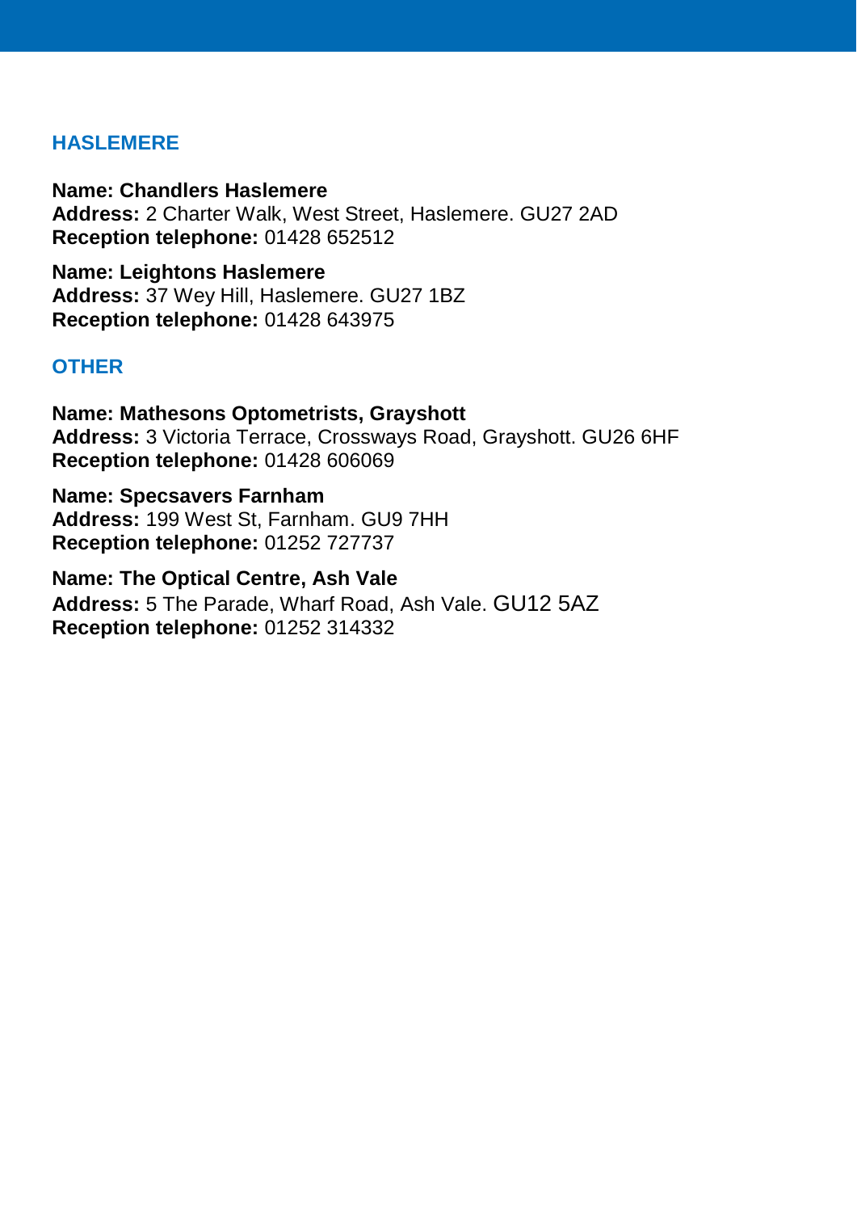## HASLEMERE

**Name: Chandlers Haslemere**
**Address:** 2 Charter Walk, West Street, Haslemere. GU27 2AD
**Reception telephone:** 01428 652512

**Name: Leightons Haslemere**
**Address:** 37 Wey Hill, Haslemere. GU27 1BZ
**Reception telephone:** 01428 643975

## OTHER

**Name: Mathesons Optometrists, Grayshott**
**Address:** 3 Victoria Terrace, Crossways Road, Grayshott. GU26 6HF
**Reception telephone:** 01428 606069

**Name: Specsavers Farnham**
**Address:** 199 West St, Farnham. GU9 7HH
**Reception telephone:** 01252 727737

**Name: The Optical Centre, Ash Vale**
**Address:** 5 The Parade, Wharf Road, Ash Vale. GU12 5AZ
**Reception telephone:** 01252 314332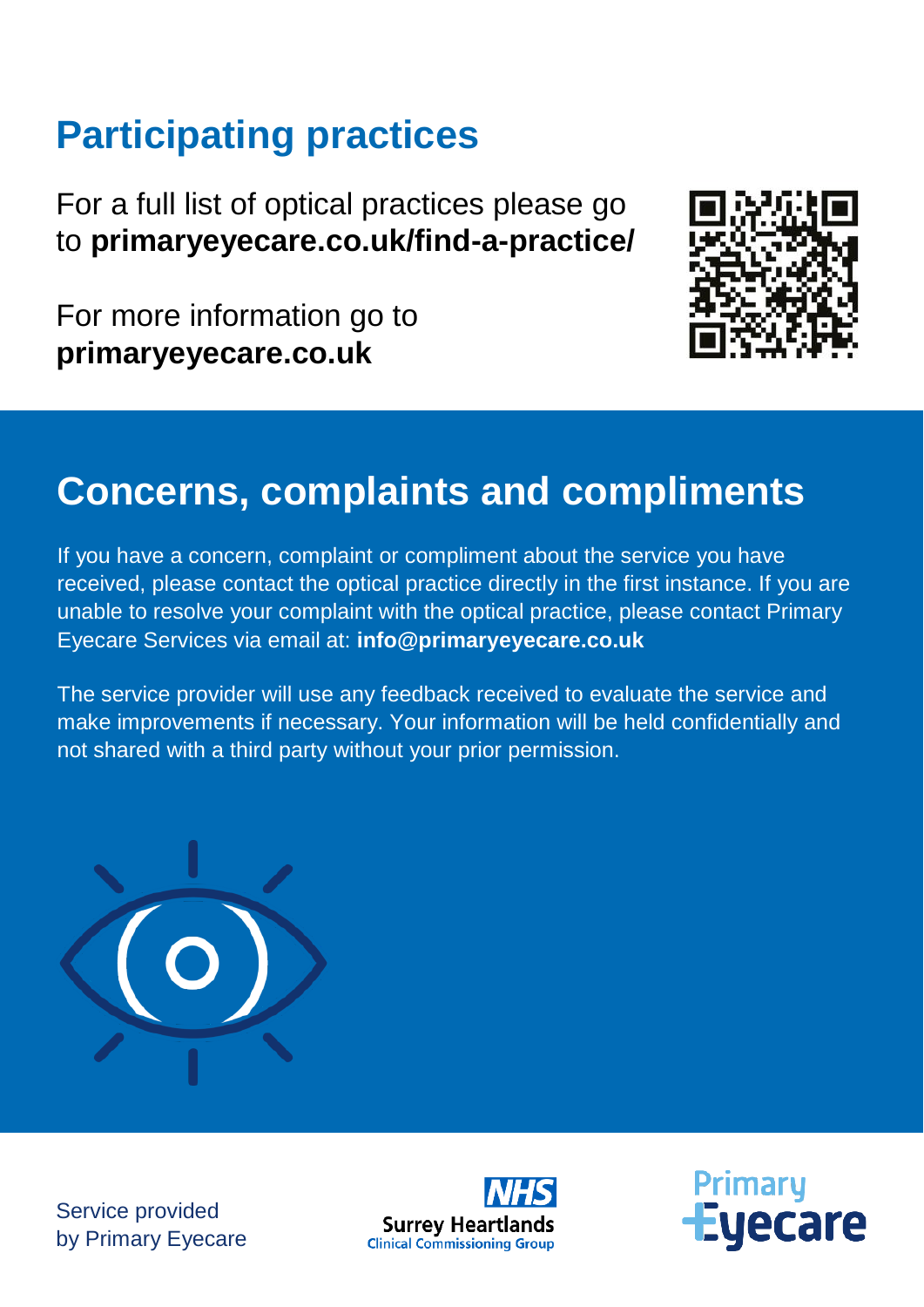## Participating practices

For a full list of optical practices please go to **primaryeyecare.co.uk/find-a-practice/**

For more information go to **primaryeyecare.co.uk**

## Concerns, complaints and compliments

If you have a concern, complaint or compliment about the service you have received, please contact the optical practice directly in the first instance. If you are unable to resolve your complaint with the optical practice, please contact Primary Eyecare Services via email at: **info@primaryeyecare.co.uk**

The service provider will use any feedback received to evaluate the service and make improvements if necessary. Your information will be held confidentially and not shared with a third party without your prior permission.

Service provided by Primary Eyecare

NHS Surrey Heartlands Clinical Commissioning Group

Primary Eyecare